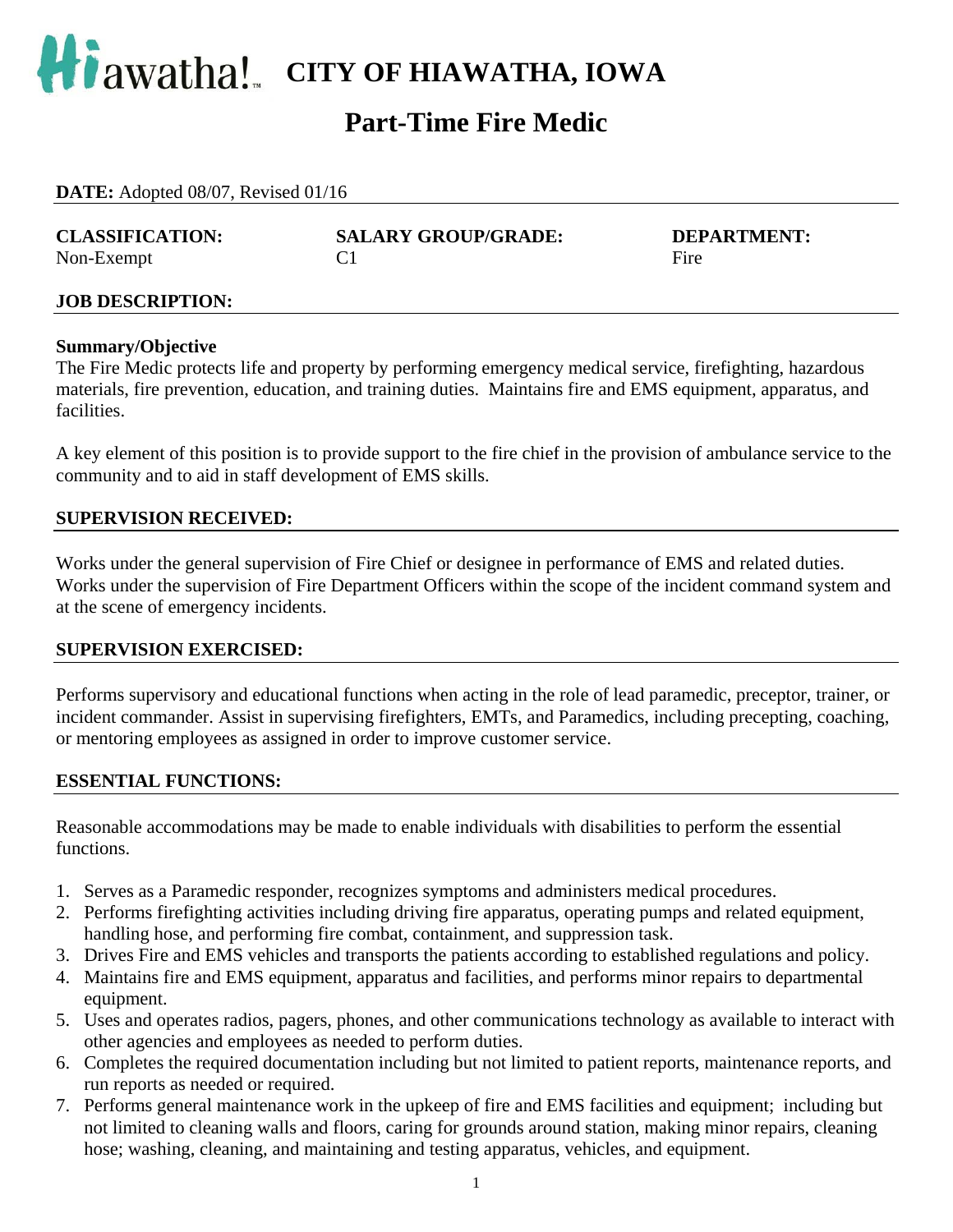# Hiawatha! CITY OF HIAWATHA, IOWA

## Part-Time Fire Medic

**DATE:** Adopted 08/07, Revised 01/16

| **CLASSIFICATION:** | **SALARY GROUP/GRADE:** | **DEPARTMENT:** |
|---|---|---|
| Non-Exempt | C1 | Fire |

### JOB DESCRIPTION:

**Summary/Objective**

The Fire Medic protects life and property by performing emergency medical service, firefighting, hazardous materials, fire prevention, education, and training duties. Maintains fire and EMS equipment, apparatus, and facilities.

A key element of this position is to provide support to the fire chief in the provision of ambulance service to the community and to aid in staff development of EMS skills.

### SUPERVISION RECEIVED:

Works under the general supervision of Fire Chief or designee in performance of EMS and related duties. Works under the supervision of Fire Department Officers within the scope of the incident command system and at the scene of emergency incidents.

### SUPERVISION EXERCISED:

Performs supervisory and educational functions when acting in the role of lead paramedic, preceptor, trainer, or incident commander. Assist in supervising firefighters, EMTs, and Paramedics, including precepting, coaching, or mentoring employees as assigned in order to improve customer service.

### ESSENTIAL FUNCTIONS:

Reasonable accommodations may be made to enable individuals with disabilities to perform the essential functions.

1. Serves as a Paramedic responder, recognizes symptoms and administers medical procedures.
2. Performs firefighting activities including driving fire apparatus, operating pumps and related equipment, handling hose, and performing fire combat, containment, and suppression task.
3. Drives Fire and EMS vehicles and transports the patients according to established regulations and policy.
4. Maintains fire and EMS equipment, apparatus and facilities, and performs minor repairs to departmental equipment.
5. Uses and operates radios, pagers, phones, and other communications technology as available to interact with other agencies and employees as needed to perform duties.
6. Completes the required documentation including but not limited to patient reports, maintenance reports, and run reports as needed or required.
7. Performs general maintenance work in the upkeep of fire and EMS facilities and equipment; including but not limited to cleaning walls and floors, caring for grounds around station, making minor repairs, cleaning hose; washing, cleaning, and maintaining and testing apparatus, vehicles, and equipment.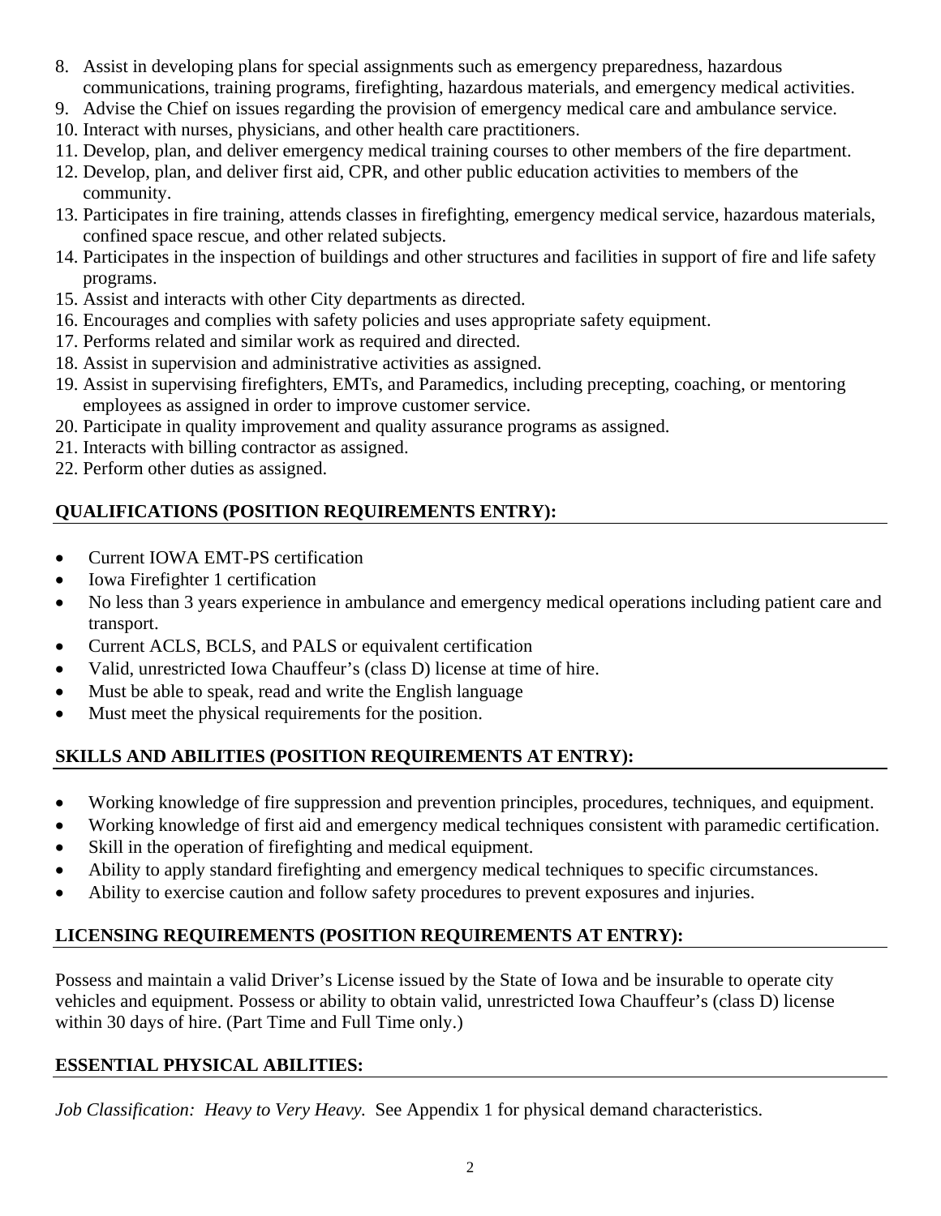8. Assist in developing plans for special assignments such as emergency preparedness, hazardous communications, training programs, firefighting, hazardous materials, and emergency medical activities.
9. Advise the Chief on issues regarding the provision of emergency medical care and ambulance service.
10. Interact with nurses, physicians, and other health care practitioners.
11. Develop, plan, and deliver emergency medical training courses to other members of the fire department.
12. Develop, plan, and deliver first aid, CPR, and other public education activities to members of the community.
13. Participates in fire training, attends classes in firefighting, emergency medical service, hazardous materials, confined space rescue, and other related subjects.
14. Participates in the inspection of buildings and other structures and facilities in support of fire and life safety programs.
15. Assist and interacts with other City departments as directed.
16. Encourages and complies with safety policies and uses appropriate safety equipment.
17. Performs related and similar work as required and directed.
18. Assist in supervision and administrative activities as assigned.
19. Assist in supervising firefighters, EMTs, and Paramedics, including precepting, coaching, or mentoring employees as assigned in order to improve customer service.
20. Participate in quality improvement and quality assurance programs as assigned.
21. Interacts with billing contractor as assigned.
22. Perform other duties as assigned.

## QUALIFICATIONS (POSITION REQUIREMENTS ENTRY):

- Current IOWA EMT-PS certification
- Iowa Firefighter 1 certification
- No less than 3 years experience in ambulance and emergency medical operations including patient care and transport.
- Current ACLS, BCLS, and PALS or equivalent certification
- Valid, unrestricted Iowa Chauffeur's (class D) license at time of hire.
- Must be able to speak, read and write the English language
- Must meet the physical requirements for the position.

## SKILLS AND ABILITIES (POSITION REQUIREMENTS AT ENTRY):

- Working knowledge of fire suppression and prevention principles, procedures, techniques, and equipment.
- Working knowledge of first aid and emergency medical techniques consistent with paramedic certification.
- Skill in the operation of firefighting and medical equipment.
- Ability to apply standard firefighting and emergency medical techniques to specific circumstances.
- Ability to exercise caution and follow safety procedures to prevent exposures and injuries.

## LICENSING REQUIREMENTS (POSITION REQUIREMENTS AT ENTRY):

Possess and maintain a valid Driver's License issued by the State of Iowa and be insurable to operate city vehicles and equipment. Possess or ability to obtain valid, unrestricted Iowa Chauffeur's (class D) license within 30 days of hire. (Part Time and Full Time only.)

## ESSENTIAL PHYSICAL ABILITIES:

*Job Classification: Heavy to Very Heavy.* See Appendix 1 for physical demand characteristics.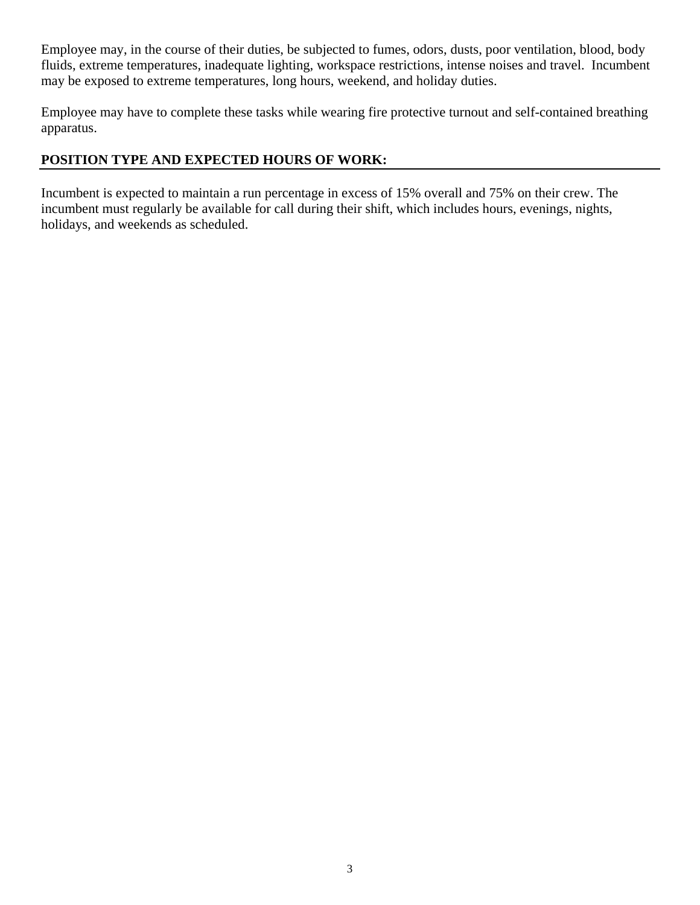Employee may, in the course of their duties, be subjected to fumes, odors, dusts, poor ventilation, blood, body fluids, extreme temperatures, inadequate lighting, workspace restrictions, intense noises and travel. Incumbent may be exposed to extreme temperatures, long hours, weekend, and holiday duties.

Employee may have to complete these tasks while wearing fire protective turnout and self-contained breathing apparatus.

## POSITION TYPE AND EXPECTED HOURS OF WORK:

Incumbent is expected to maintain a run percentage in excess of 15% overall and 75% on their crew. The incumbent must regularly be available for call during their shift, which includes hours, evenings, nights, holidays, and weekends as scheduled.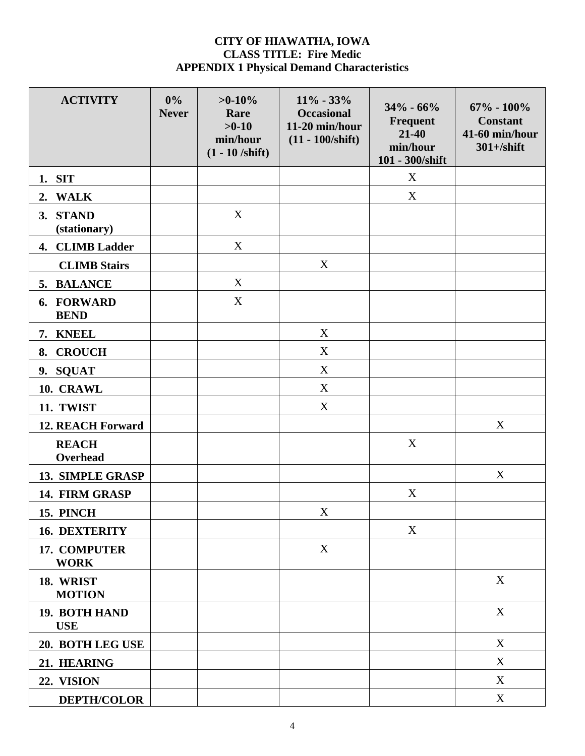**CITY OF HIAWATHA, IOWA**
**CLASS TITLE: Fire Medic**
**APPENDIX 1 Physical Demand Characteristics**

| ACTIVITY | 0% Never | >0-10% Rare >0-10 min/hour (1 - 10 /shift) | 11% - 33% Occasional 11-20 min/hour (11 - 100/shift) | 34% - 66% Frequent 21-40 min/hour 101 - 300/shift | 67% - 100% Constant 41-60 min/hour 301+/shift |
|---|---|---|---|---|---|
| 1. SIT | | | | X | |
| 2. WALK | | | | X | |
| 3. STAND (stationary) | | X | | | |
| 4. CLIMB Ladder | | X | | | |
| CLIMB Stairs | | | X | | |
| 5. BALANCE | | X | | | |
| 6. FORWARD BEND | | X | | | |
| 7. KNEEL | | | X | | |
| 8. CROUCH | | | X | | |
| 9. SQUAT | | | X | | |
| 10. CRAWL | | | X | | |
| 11. TWIST | | | X | | |
| 12. REACH Forward | | | | | X |
| REACH Overhead | | | | X | |
| 13. SIMPLE GRASP | | | | | X |
| 14. FIRM GRASP | | | | X | |
| 15. PINCH | | | X | | |
| 16. DEXTERITY | | | | X | |
| 17. COMPUTER WORK | | | X | | |
| 18. WRIST MOTION | | | | | X |
| 19. BOTH HAND USE | | | | | X |
| 20. BOTH LEG USE | | | | | X |
| 21. HEARING | | | | | X |
| 22. VISION | | | | | X |
| DEPTH/COLOR | | | | | X |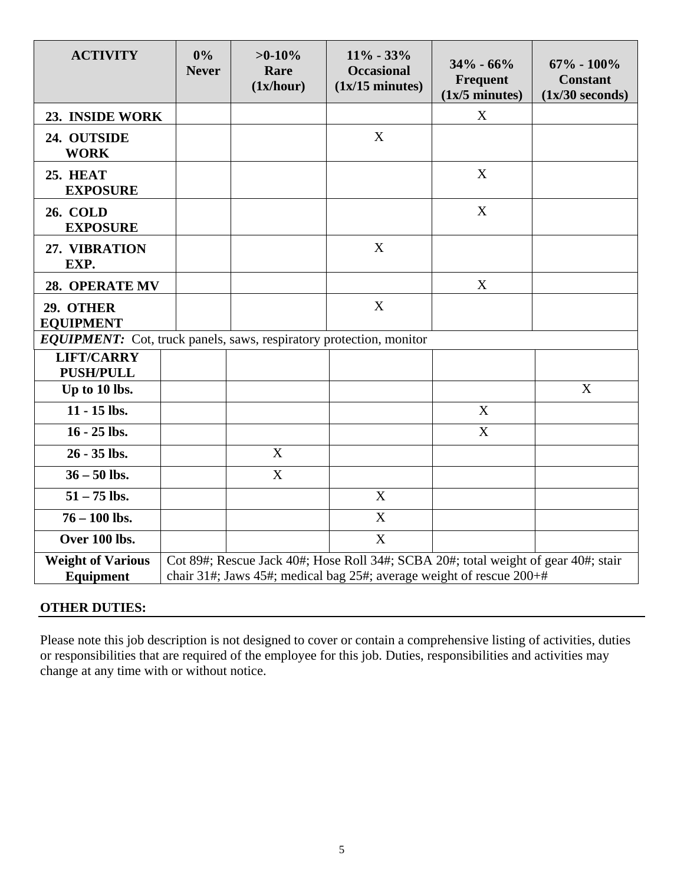| ACTIVITY | 0% Never | >0-10% Rare (1x/hour) | 11% - 33% Occasional (1x/15 minutes) | 34% - 66% Frequent (1x/5 minutes) | 67% - 100% Constant (1x/30 seconds) |
|---|---|---|---|---|---|
| **23. INSIDE WORK** | | | | X | |
| **24. OUTSIDE WORK** | | | X | | |
| **25. HEAT EXPOSURE** | | | | X | |
| **26. COLD EXPOSURE** | | | | X | |
| **27. VIBRATION EXP.** | | | X | | |
| **28. OPERATE MV** | | | | X | |
| **29. OTHER EQUIPMENT** | | | X | | |
| ***EQUIPMENT:*** Cot, truck panels, saws, respiratory protection, monitor | | | | | |
| **LIFT/CARRY PUSH/PULL** | | | | | |
| **Up to 10 lbs.** | | | | | X |
| **11 - 15 lbs.** | | | | X | |
| **16 - 25 lbs.** | | | | X | |
| **26 - 35 lbs.** | | X | | | |
| **36 – 50 lbs.** | | X | | | |
| **51 – 75 lbs.** | | | X | | |
| **76 – 100 lbs.** | | | X | | |
| **Over 100 lbs.** | | | X | | |
| **Weight of Various Equipment** | Cot 89#; Rescue Jack 40#; Hose Roll 34#; SCBA 20#; total weight of gear 40#; stair chair 31#; Jaws 45#; medical bag 25#; average weight of rescue 200+# | | | | |

**OTHER DUTIES:**

Please note this job description is not designed to cover or contain a comprehensive listing of activities, duties or responsibilities that are required of the employee for this job. Duties, responsibilities and activities may change at any time with or without notice.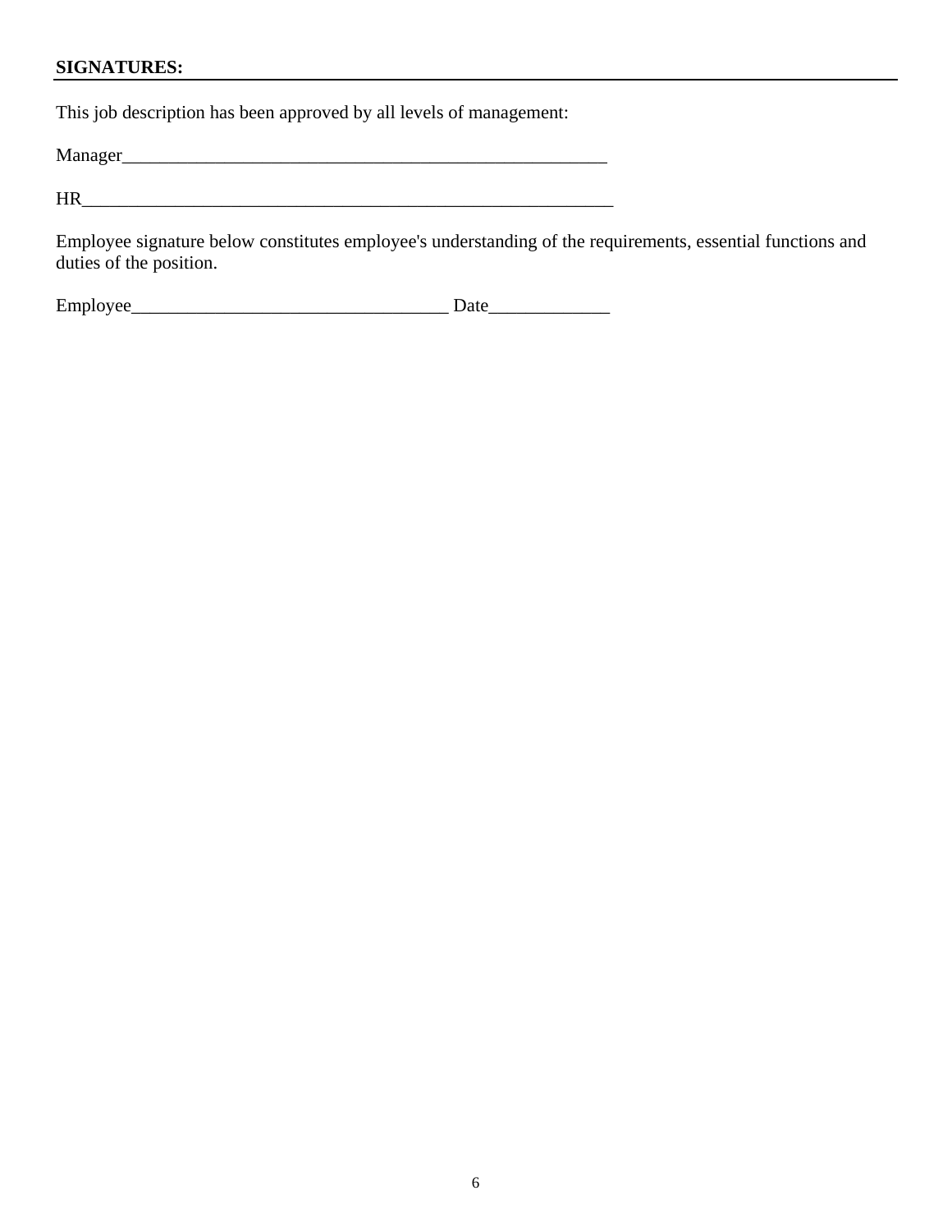**SIGNATURES:**

This job description has been approved by all levels of management:

Manager_______________________________________________________

HR____________________________________________________________

Employee signature below constitutes employee's understanding of the requirements, essential functions and duties of the position.

Employee___________________________________ Date_____________